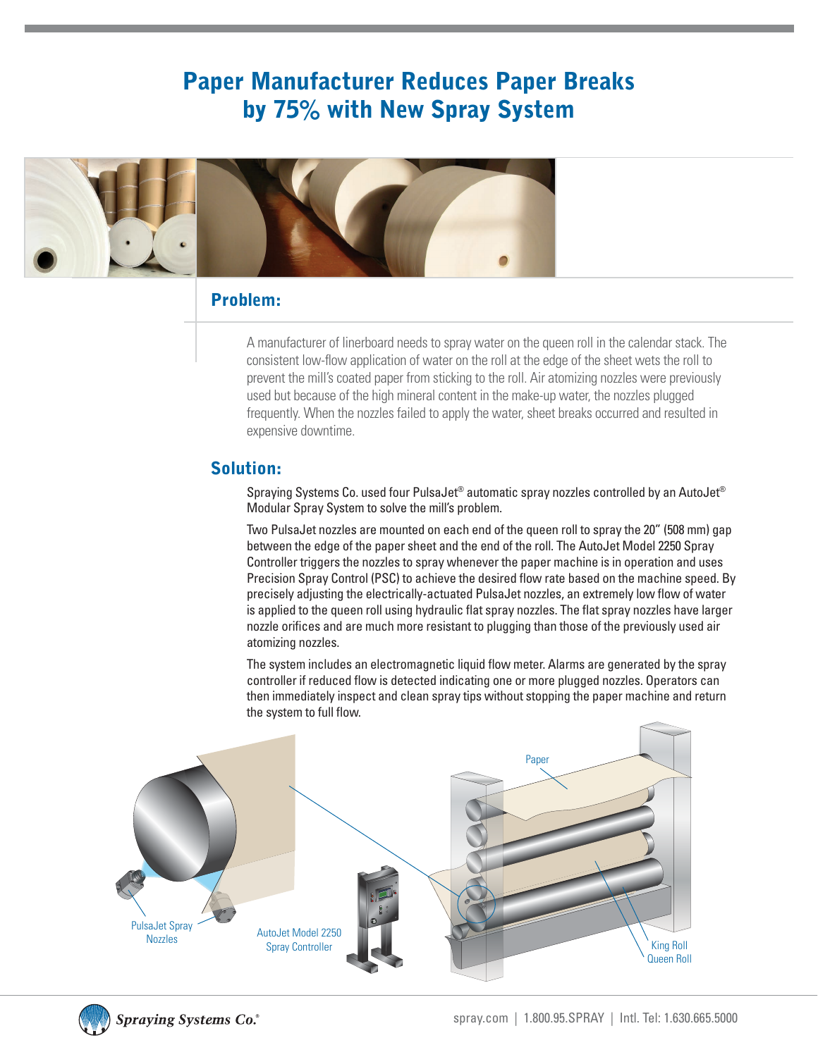# Paper Manufacturer Reduces Paper Breaks by 75% with New Spray System

## Problem:

A manufacturer of linerboard needs to spray water on the queen roll in the calendar stack. The consistent low-flow application of water on the roll at the edge of the sheet wets the roll to prevent the mill's coated paper from sticking to the roll. Air atomizing nozzles were previously used but because of the high mineral content in the make-up water, the nozzles plugged frequently. When the nozzles failed to apply the water, sheet breaks occurred and resulted in expensive downtime.

## Solution:

Spraying Systems Co. used four PulsaJet® automatic spray nozzles controlled by an AutoJet® Modular Spray System to solve the mill's problem.

Two PulsaJet nozzles are mounted on each end of the queen roll to spray the 20" (508 mm) gap between the edge of the paper sheet and the end of the roll. The AutoJet Model 2250 Spray Controller triggers the nozzles to spray whenever the paper machine is in operation and uses Precision Spray Control (PSC) to achieve the desired flow rate based on the machine speed. By precisely adjusting the electrically-actuated PulsaJet nozzles, an extremely low flow of water is applied to the queen roll using hydraulic flat spray nozzles. The flat spray nozzles have larger nozzle orifices and are much more resistant to plugging than those of the previously used air atomizing nozzles.

The system includes an electromagnetic liquid flow meter. Alarms are generated by the spray controller if reduced flow is detected indicating one or more plugged nozzles. Operators can then immediately inspect and clean spray tips without stopping the paper machine and return the system to full flow.

Paper

PulsaJet Spray Nozzles

AutoJet Model 2250 Spray Controller

King Roll
Queen Roll

Spraying Systems Co.®

spray.com | 1.800.95.SPRAY | Intl. Tel: 1.630.665.5000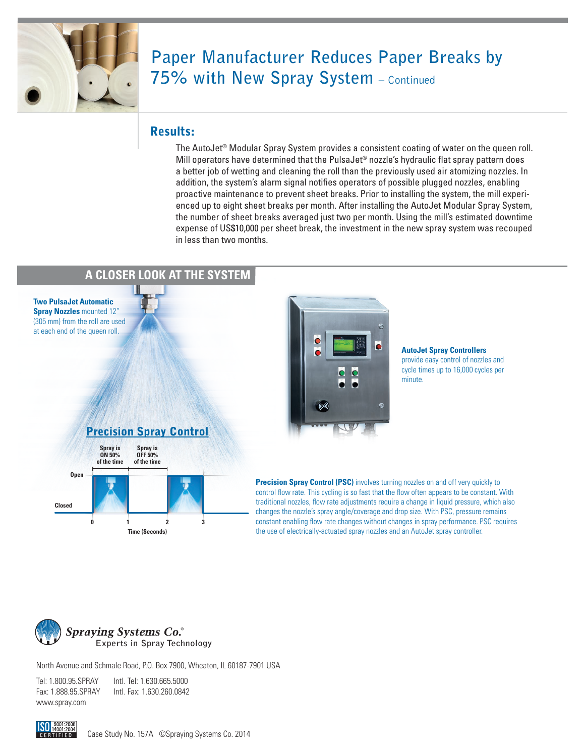# Paper Manufacturer Reduces Paper Breaks by 75% with New Spray System – Continued

## Results:

The AutoJet® Modular Spray System provides a consistent coating of water on the queen roll. Mill operators have determined that the PulsaJet® nozzle's hydraulic flat spray pattern does a better job of wetting and cleaning the roll than the previously used air atomizing nozzles. In addition, the system's alarm signal notifies operators of possible plugged nozzles, enabling proactive maintenance to prevent sheet breaks. Prior to installing the system, the mill experienced up to eight sheet breaks per month. After installing the AutoJet Modular Spray System, the number of sheet breaks averaged just two per month. Using the mill's estimated downtime expense of US$10,000 per sheet break, the investment in the new spray system was recouped in less than two months.

## A CLOSER LOOK AT THE SYSTEM

**Two PulsaJet Automatic Spray Nozzles** mounted 12" (305 mm) from the roll are used at each end of the queen roll.

**AutoJet Spray Controllers** provide easy control of nozzles and cycle times up to 16,000 cycles per minute.

### Precision Spray Control

Spray is ON 50% of the time

Spray is OFF 50% of the time

Open

Closed

0

1

2

3

Time (Seconds)

**Precision Spray Control (PSC)** involves turning nozzles on and off very quickly to control flow rate. This cycling is so fast that the flow often appears to be constant. With traditional nozzles, flow rate adjustments require a change in liquid pressure, which also changes the nozzle's spray angle/coverage and drop size. With PSC, pressure remains constant enabling flow rate changes without changes in spray performance. PSC requires the use of electrically-actuated spray nozzles and an AutoJet spray controller.

**Spraying Systems Co.®**
Experts in Spray Technology

North Avenue and Schmale Road, P.O. Box 7900, Wheaton, IL 60187-7901 USA

Tel: 1.800.95.SPRAY    Intl. Tel: 1.630.665.5000
Fax: 1.888.95.SPRAY    Intl. Fax: 1.630.260.0842
www.spray.com

ISO 9001:2008 14001:2004 CERTIFIED

Case Study No. 157A ©Spraying Systems Co. 2014